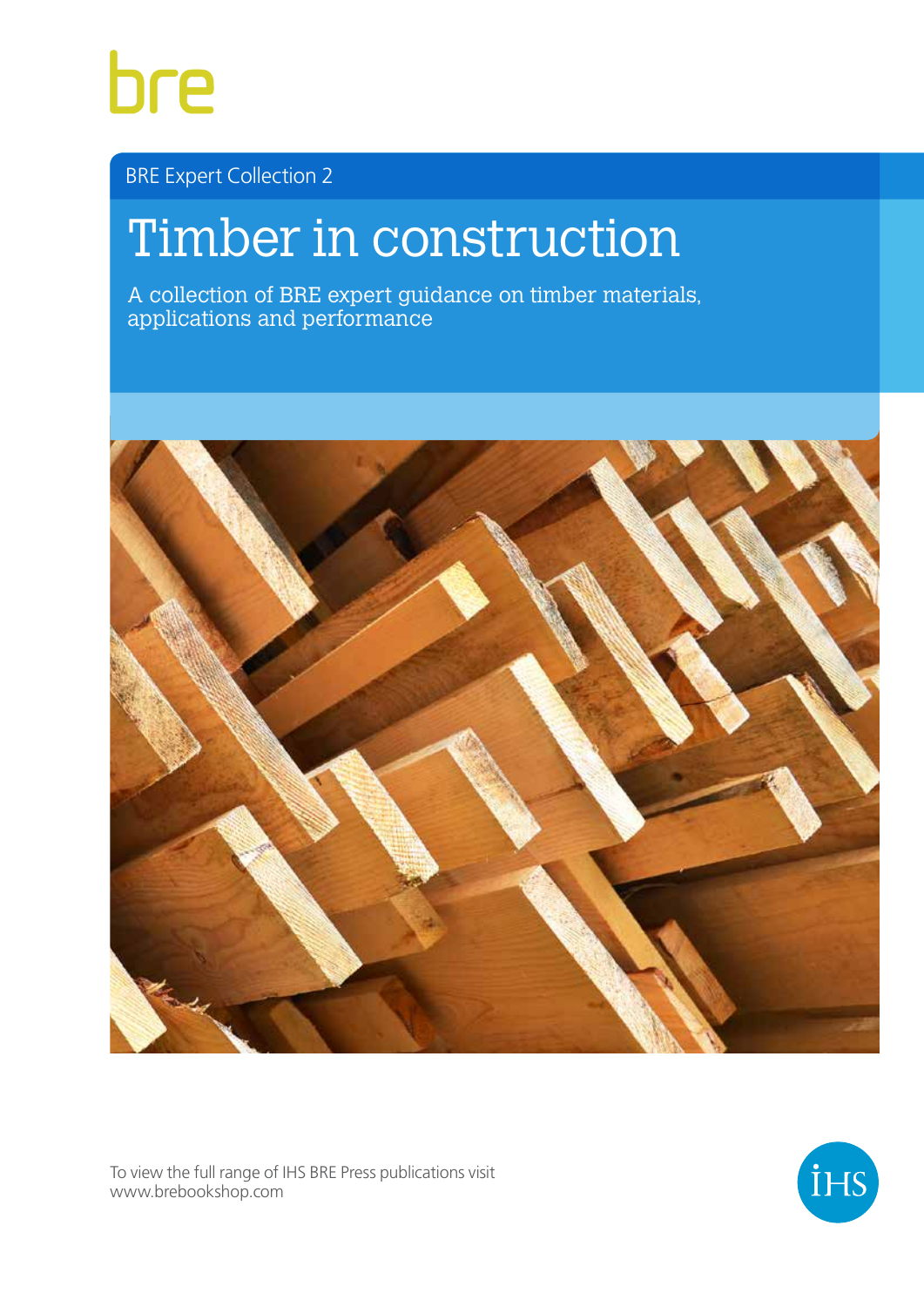bre

BRE Expert Collection 2

# Timber in construction

A collection of BRE expert guidance on timber materials, applications and performance

To view the full range of IHS BRE Press publications visit www.brebookshop.com

IHS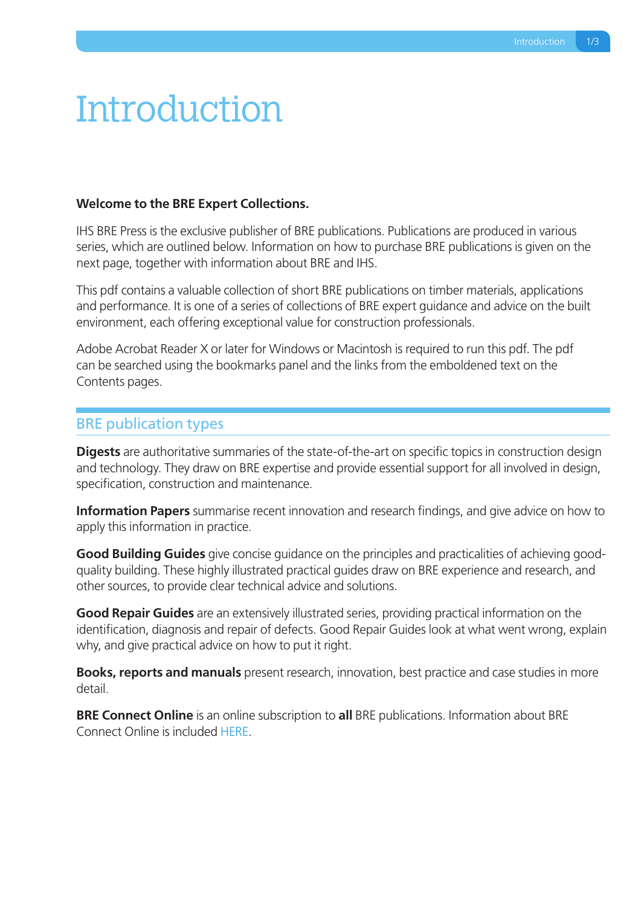# Introduction

**Welcome to the BRE Expert Collections.**

IHS BRE Press is the exclusive publisher of BRE publications. Publications are produced in various series, which are outlined below. Information on how to purchase BRE publications is given on the next page, together with information about BRE and IHS.

This pdf contains a valuable collection of short BRE publications on timber materials, applications and performance. It is one of a series of collections of BRE expert guidance and advice on the built environment, each offering exceptional value for construction professionals.

Adobe Acrobat Reader X or later for Windows or Macintosh is required to run this pdf. The pdf can be searched using the bookmarks panel and the links from the emboldened text on the Contents pages.

## BRE publication types

**Digests** are authoritative summaries of the state-of-the-art on specific topics in construction design and technology. They draw on BRE expertise and provide essential support for all involved in design, specification, construction and maintenance.

**Information Papers** summarise recent innovation and research findings, and give advice on how to apply this information in practice.

**Good Building Guides** give concise guidance on the principles and practicalities of achieving good-quality building. These highly illustrated practical guides draw on BRE experience and research, and other sources, to provide clear technical advice and solutions.

**Good Repair Guides** are an extensively illustrated series, providing practical information on the identification, diagnosis and repair of defects. Good Repair Guides look at what went wrong, explain why, and give practical advice on how to put it right.

**Books, reports and manuals** present research, innovation, best practice and case studies in more detail.

**BRE Connect Online** is an online subscription to **all** BRE publications. Information about BRE Connect Online is included HERE.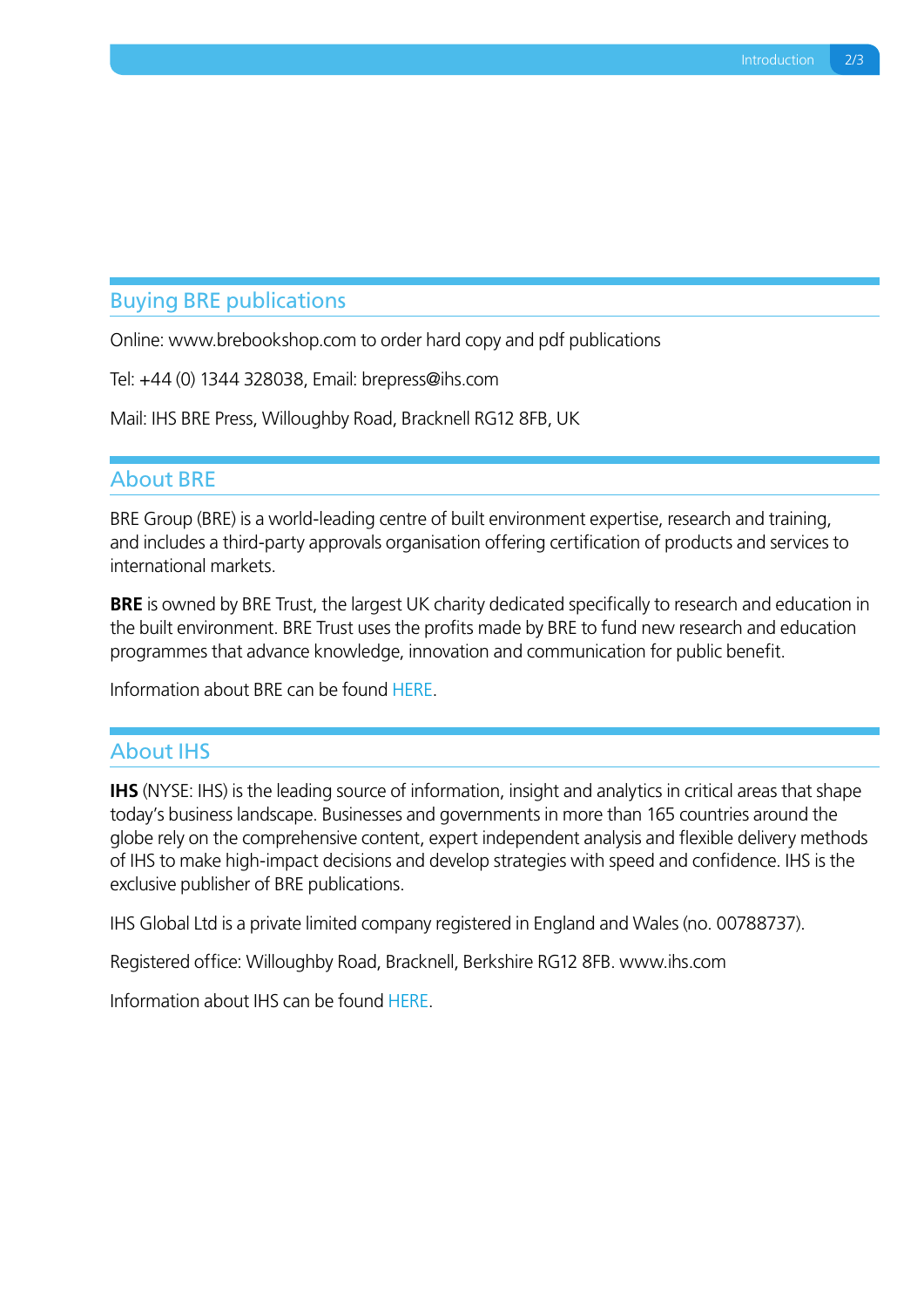## Buying BRE publications

Online: www.brebookshop.com to order hard copy and pdf publications

Tel: +44 (0) 1344 328038, Email: brepress@ihs.com

Mail: IHS BRE Press, Willoughby Road, Bracknell RG12 8FB, UK

## About BRE

BRE Group (BRE) is a world-leading centre of built environment expertise, research and training, and includes a third-party approvals organisation offering certification of products and services to international markets.

**BRE** is owned by BRE Trust, the largest UK charity dedicated specifically to research and education in the built environment. BRE Trust uses the profits made by BRE to fund new research and education programmes that advance knowledge, innovation and communication for public benefit.

Information about BRE can be found HERE.

## About IHS

**IHS** (NYSE: IHS) is the leading source of information, insight and analytics in critical areas that shape today's business landscape. Businesses and governments in more than 165 countries around the globe rely on the comprehensive content, expert independent analysis and flexible delivery methods of IHS to make high-impact decisions and develop strategies with speed and confidence. IHS is the exclusive publisher of BRE publications.

IHS Global Ltd is a private limited company registered in England and Wales (no. 00788737).

Registered office: Willoughby Road, Bracknell, Berkshire RG12 8FB. www.ihs.com

Information about IHS can be found HERE.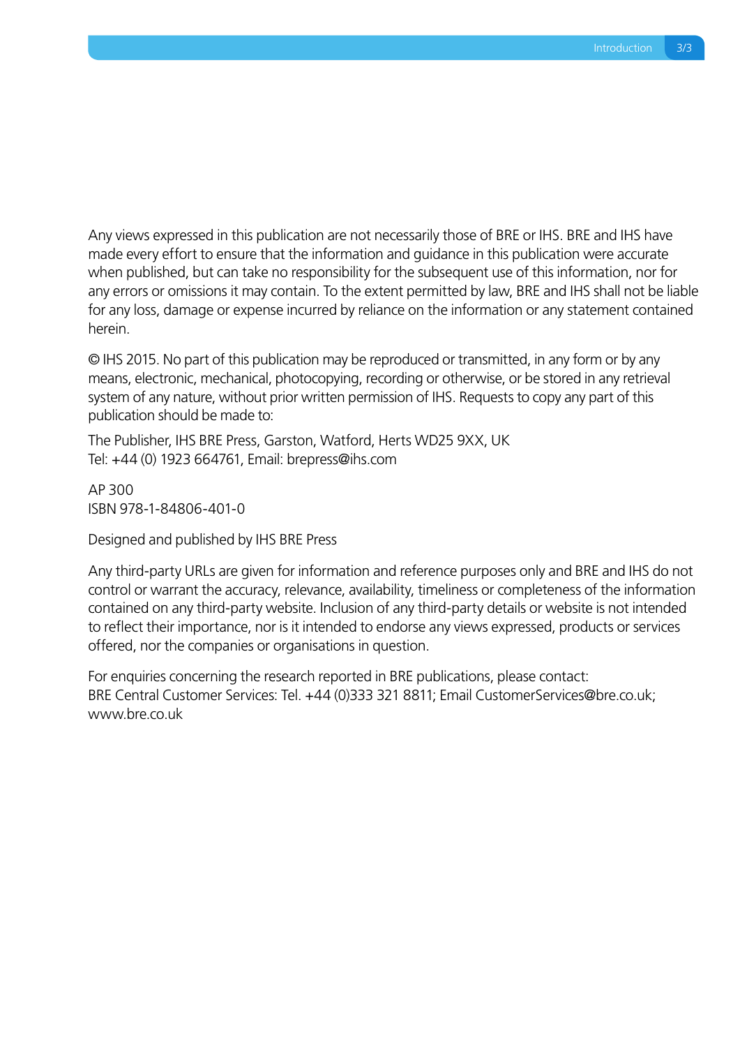Any views expressed in this publication are not necessarily those of BRE or IHS. BRE and IHS have made every effort to ensure that the information and guidance in this publication were accurate when published, but can take no responsibility for the subsequent use of this information, nor for any errors or omissions it may contain. To the extent permitted by law, BRE and IHS shall not be liable for any loss, damage or expense incurred by reliance on the information or any statement contained herein.

© IHS 2015. No part of this publication may be reproduced or transmitted, in any form or by any means, electronic, mechanical, photocopying, recording or otherwise, or be stored in any retrieval system of any nature, without prior written permission of IHS. Requests to copy any part of this publication should be made to:

The Publisher, IHS BRE Press, Garston, Watford, Herts WD25 9XX, UK
Tel: +44 (0) 1923 664761, Email: brepress@ihs.com

AP 300
ISBN 978-1-84806-401-0

Designed and published by IHS BRE Press

Any third-party URLs are given for information and reference purposes only and BRE and IHS do not control or warrant the accuracy, relevance, availability, timeliness or completeness of the information contained on any third-party website. Inclusion of any third-party details or website is not intended to reflect their importance, nor is it intended to endorse any views expressed, products or services offered, nor the companies or organisations in question.

For enquiries concerning the research reported in BRE publications, please contact:
BRE Central Customer Services: Tel. +44 (0)333 321 8811; Email CustomerServices@bre.co.uk; www.bre.co.uk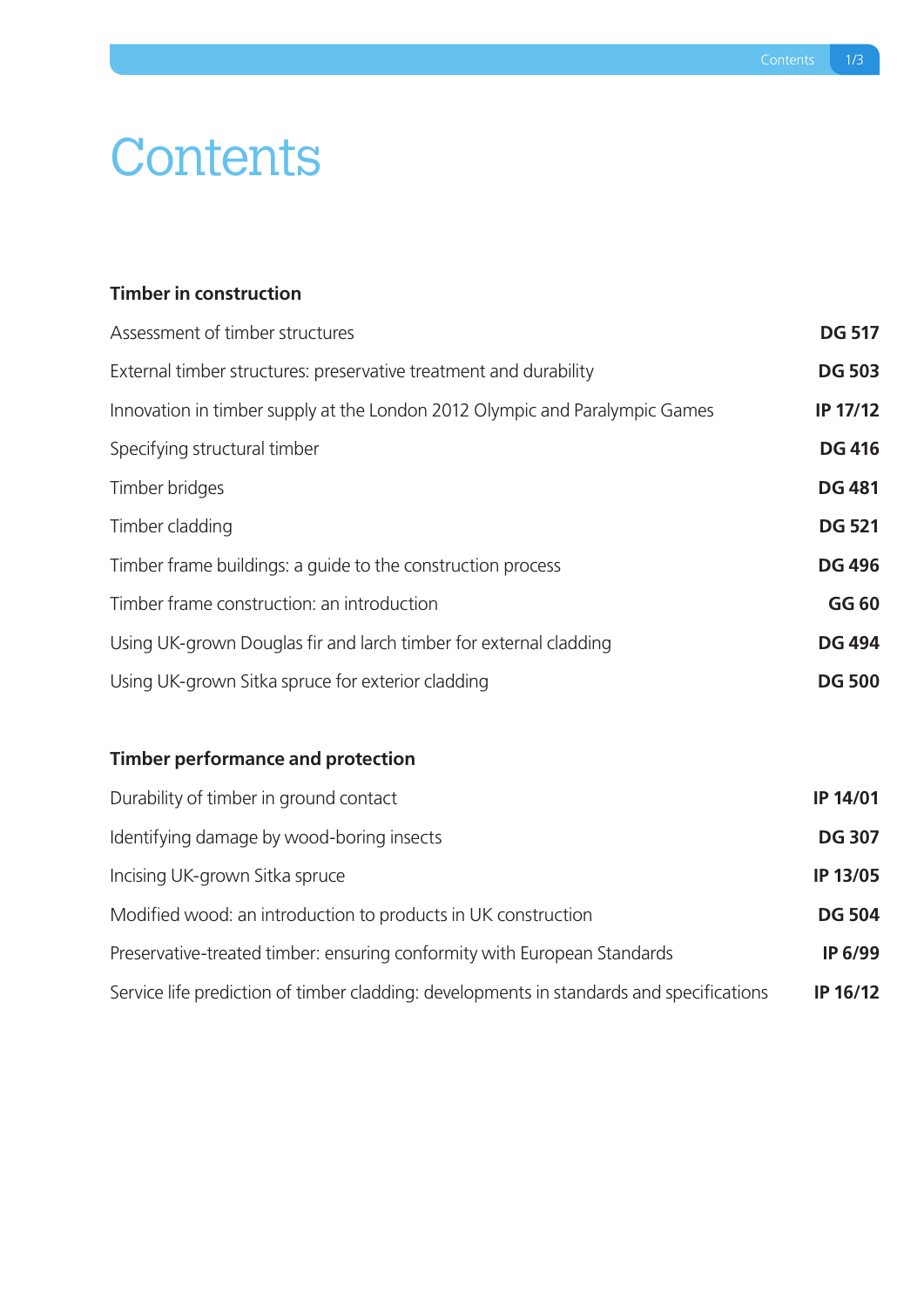# Contents

## Timber in construction

| | |
|---|---|
| Assessment of timber structures | **DG 517** |
| External timber structures: preservative treatment and durability | **DG 503** |
| Innovation in timber supply at the London 2012 Olympic and Paralympic Games | **IP 17/12** |
| Specifying structural timber | **DG 416** |
| Timber bridges | **DG 481** |
| Timber cladding | **DG 521** |
| Timber frame buildings: a guide to the construction process | **DG 496** |
| Timber frame construction: an introduction | **GG 60** |
| Using UK-grown Douglas fir and larch timber for external cladding | **DG 494** |
| Using UK-grown Sitka spruce for exterior cladding | **DG 500** |

## Timber performance and protection

| | |
|---|---|
| Durability of timber in ground contact | **IP 14/01** |
| Identifying damage by wood-boring insects | **DG 307** |
| Incising UK-grown Sitka spruce | **IP 13/05** |
| Modified wood: an introduction to products in UK construction | **DG 504** |
| Preservative-treated timber: ensuring conformity with European Standards | **IP 6/99** |
| Service life prediction of timber cladding: developments in standards and specifications | **IP 16/12** |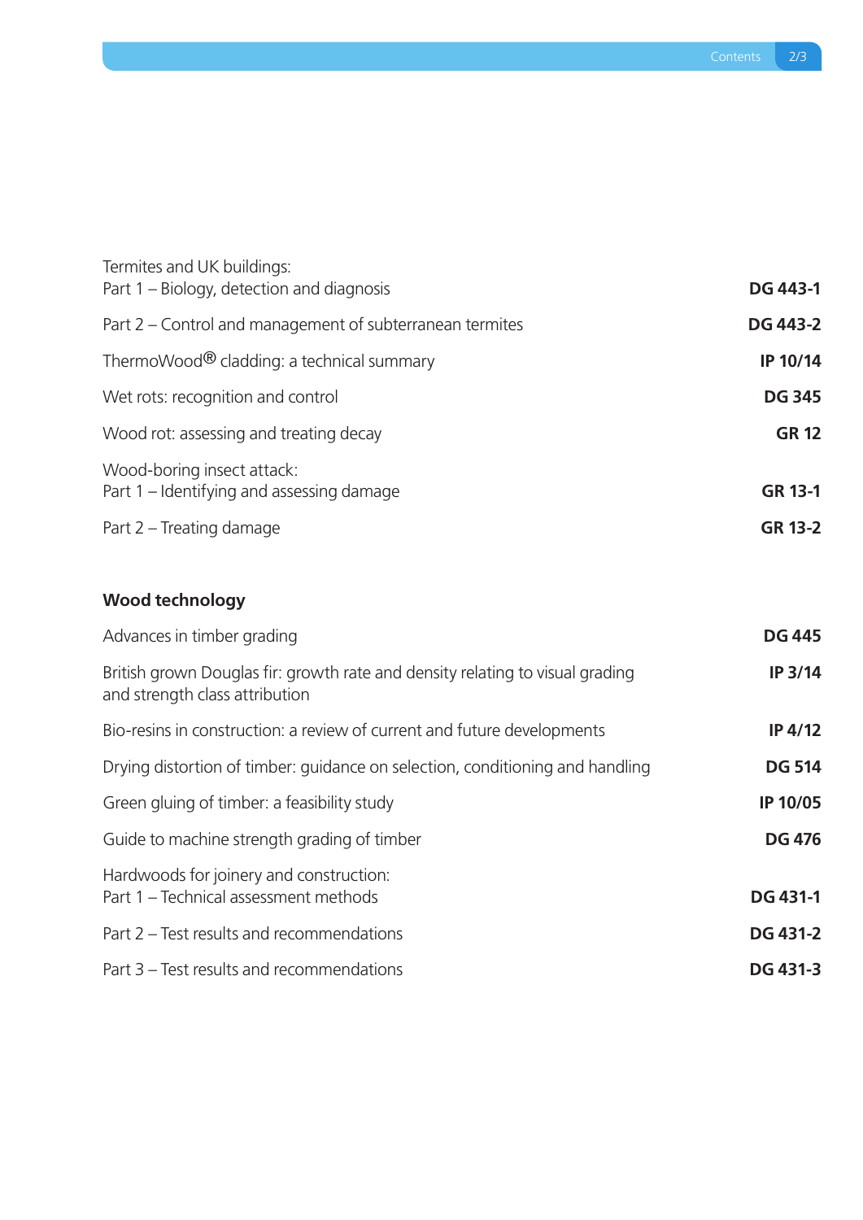| | |
|---|---|
| Termites and UK buildings:<br>Part 1 – Biology, detection and diagnosis | **DG 443-1** |
| Part 2 – Control and management of subterranean termites | **DG 443-2** |
| ThermoWood® cladding: a technical summary | **IP 10/14** |
| Wet rots: recognition and control | **DG 345** |
| Wood rot: assessing and treating decay | **GR 12** |
| Wood-boring insect attack:<br>Part 1 – Identifying and assessing damage | **GR 13-1** |
| Part 2 – Treating damage | **GR 13-2** |

## Wood technology

| | |
|---|---|
| Advances in timber grading | **DG 445** |
| British grown Douglas fir: growth rate and density relating to visual grading and strength class attribution | **IP 3/14** |
| Bio-resins in construction: a review of current and future developments | **IP 4/12** |
| Drying distortion of timber: guidance on selection, conditioning and handling | **DG 514** |
| Green gluing of timber: a feasibility study | **IP 10/05** |
| Guide to machine strength grading of timber | **DG 476** |
| Hardwoods for joinery and construction:<br>Part 1 – Technical assessment methods | **DG 431-1** |
| Part 2 – Test results and recommendations | **DG 431-2** |
| Part 3 – Test results and recommendations | **DG 431-3** |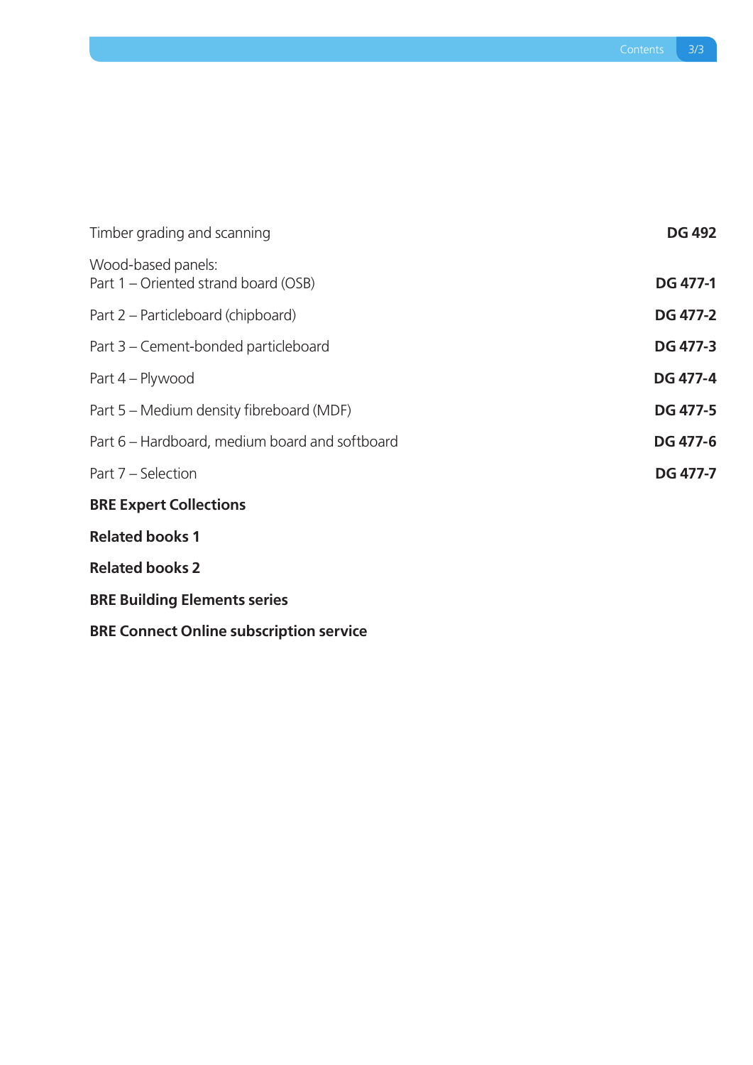| | |
|---|---|
| Timber grading and scanning | **DG 492** |
| Wood-based panels:<br>Part 1 – Oriented strand board (OSB) | **DG 477-1** |
| Part 2 – Particleboard (chipboard) | **DG 477-2** |
| Part 3 – Cement-bonded particleboard | **DG 477-3** |
| Part 4 – Plywood | **DG 477-4** |
| Part 5 – Medium density fibreboard (MDF) | **DG 477-5** |
| Part 6 – Hardboard, medium board and softboard | **DG 477-6** |
| Part 7 – Selection | **DG 477-7** |

**BRE Expert Collections**

**Related books 1**

**Related books 2**

**BRE Building Elements series**

**BRE Connect Online subscription service**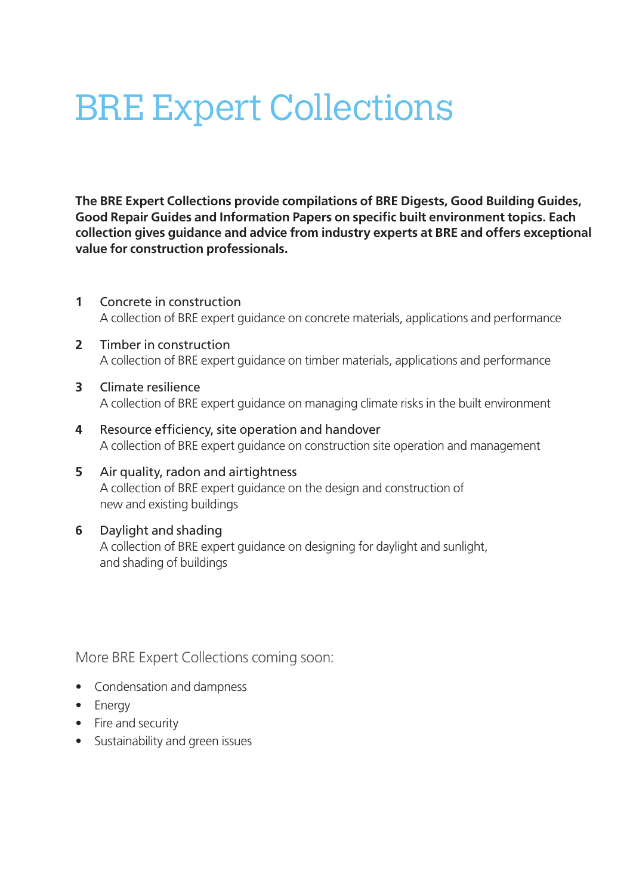# BRE Expert Collections

**The BRE Expert Collections provide compilations of BRE Digests, Good Building Guides, Good Repair Guides and Information Papers on specific built environment topics. Each collection gives guidance and advice from industry experts at BRE and offers exceptional value for construction professionals.**

1. Concrete in construction
   A collection of BRE expert guidance on concrete materials, applications and performance
2. Timber in construction
   A collection of BRE expert guidance on timber materials, applications and performance
3. Climate resilience
   A collection of BRE expert guidance on managing climate risks in the built environment
4. Resource efficiency, site operation and handover
   A collection of BRE expert guidance on construction site operation and management
5. Air quality, radon and airtightness
   A collection of BRE expert guidance on the design and construction of new and existing buildings
6. Daylight and shading
   A collection of BRE expert guidance on designing for daylight and sunlight, and shading of buildings

More BRE Expert Collections coming soon:

- Condensation and dampness
- Energy
- Fire and security
- Sustainability and green issues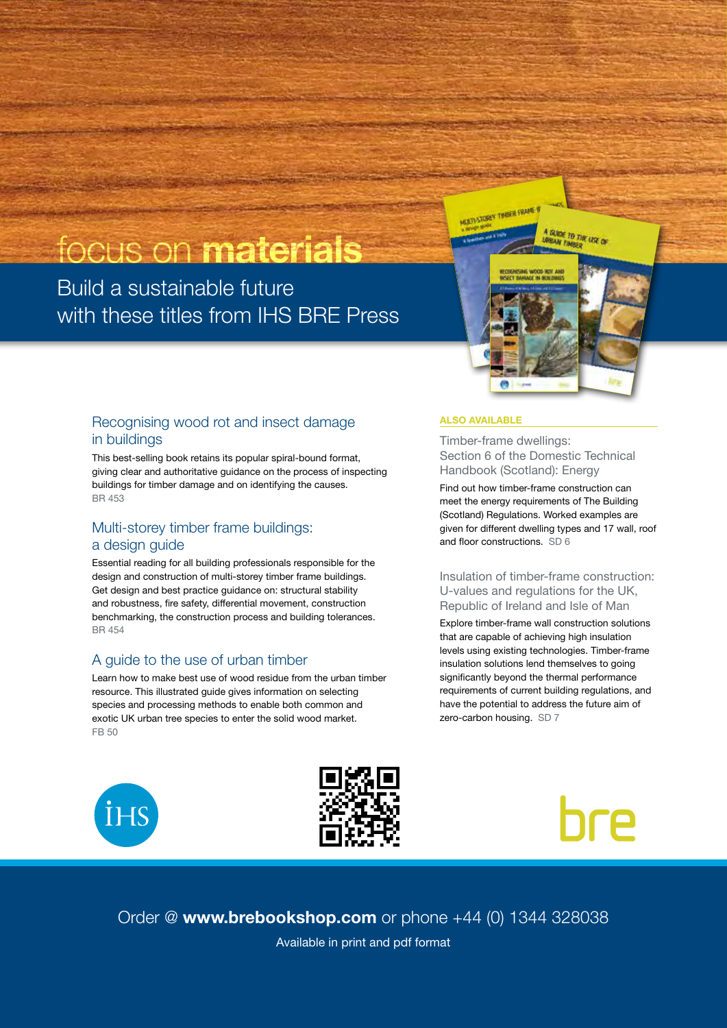# focus on **materials**

## Build a sustainable future with these titles from IHS BRE Press

### Recognising wood rot and insect damage in buildings

This best-selling book retains its popular spiral-bound format, giving clear and authoritative guidance on the process of inspecting buildings for timber damage and on identifying the causes.
BR 453

### Multi-storey timber frame buildings: a design guide

Essential reading for all building professionals responsible for the design and construction of multi-storey timber frame buildings. Get design and best practice guidance on: structural stability and robustness, fire safety, differential movement, construction benchmarking, the construction process and building tolerances.
BR 454

### A guide to the use of urban timber

Learn how to make best use of wood residue from the urban timber resource. This illustrated guide gives information on selecting species and processing methods to enable both common and exotic UK urban tree species to enter the solid wood market.
FB 50

**ALSO AVAILABLE**

### Timber-frame dwellings: Section 6 of the Domestic Technical Handbook (Scotland): Energy

Find out how timber-frame construction can meet the energy requirements of The Building (Scotland) Regulations. Worked examples are given for different dwelling types and 17 wall, roof and floor constructions. SD 6

### Insulation of timber-frame construction: U-values and regulations for the UK, Republic of Ireland and Isle of Man

Explore timber-frame wall construction solutions that are capable of achieving high insulation levels using existing technologies. Timber-frame insulation solutions lend themselves to going significantly beyond the thermal performance requirements of current building regulations, and have the potential to address the future aim of zero-carbon housing. SD 7

IHS

bre

Order @ **www.brebookshop.com** or phone +44 (0) 1344 328038

Available in print and pdf format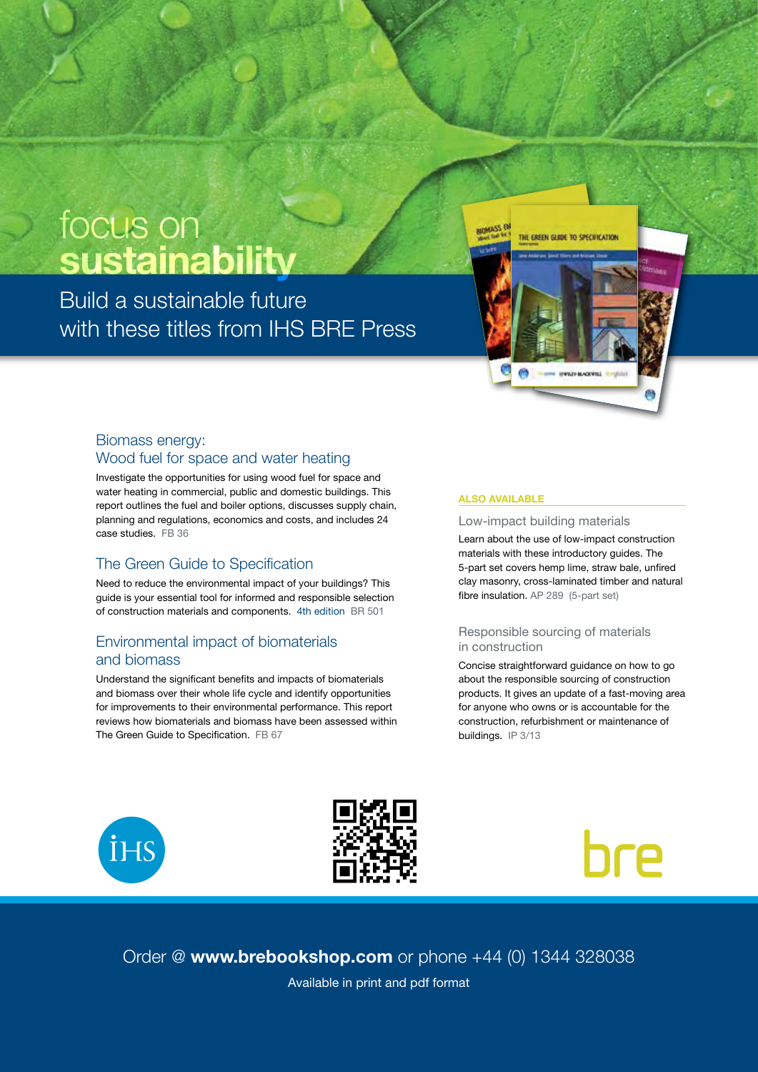# focus on **sustainability**

Build a sustainable future with these titles from IHS BRE Press

## Biomass energy: Wood fuel for space and water heating

Investigate the opportunities for using wood fuel for space and water heating in commercial, public and domestic buildings. This report outlines the fuel and boiler options, discusses supply chain, planning and regulations, economics and costs, and includes 24 case studies. FB 36

## The Green Guide to Specification

Need to reduce the environmental impact of your buildings? This guide is your essential tool for informed and responsible selection of construction materials and components. 4th edition BR 501

## Environmental impact of biomaterials and biomass

Understand the significant benefits and impacts of biomaterials and biomass over their whole life cycle and identify opportunities for improvements to their environmental performance. This report reviews how biomaterials and biomass have been assessed within The Green Guide to Specification. FB 67

**ALSO AVAILABLE**

### Low-impact building materials

Learn about the use of low-impact construction materials with these introductory guides. The 5-part set covers hemp lime, straw bale, unfired clay masonry, cross-laminated timber and natural fibre insulation. AP 289 (5-part set)

### Responsible sourcing of materials in construction

Concise straightforward guidance on how to go about the responsible sourcing of construction products. It gives an update of a fast-moving area for anyone who owns or is accountable for the construction, refurbishment or maintenance of buildings. IP 3/13

Order @ **www.brebookshop.com** or phone +44 (0) 1344 328038

Available in print and pdf format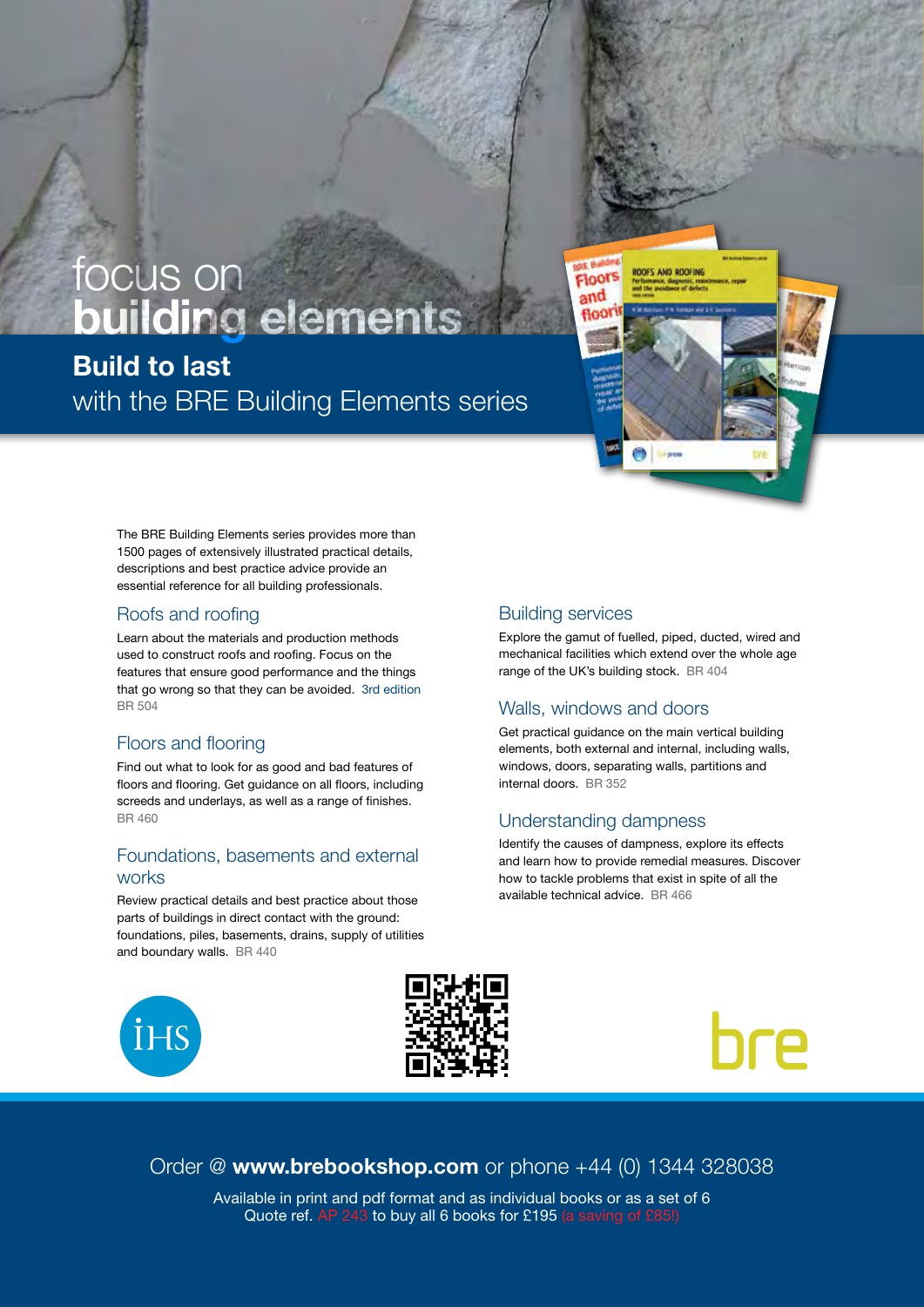# focus on building elements

## Build to last

with the BRE Building Elements series

The BRE Building Elements series provides more than 1500 pages of extensively illustrated practical details, descriptions and best practice advice provide an essential reference for all building professionals.

### Roofs and roofing

Learn about the materials and production methods used to construct roofs and roofing. Focus on the features that ensure good performance and the things that go wrong so that they can be avoided. 3rd edition BR 504

### Floors and flooring

Find out what to look for as good and bad features of floors and flooring. Get guidance on all floors, including screeds and underlays, as well as a range of finishes. BR 460

### Foundations, basements and external works

Review practical details and best practice about those parts of buildings in direct contact with the ground: foundations, piles, basements, drains, supply of utilities and boundary walls. BR 440

### Building services

Explore the gamut of fuelled, piped, ducted, wired and mechanical facilities which extend over the whole age range of the UK's building stock. BR 404

### Walls, windows and doors

Get practical guidance on the main vertical building elements, both external and internal, including walls, windows, doors, separating walls, partitions and internal doors. BR 352

### Understanding dampness

Identify the causes of dampness, explore its effects and learn how to provide remedial measures. Discover how to tackle problems that exist in spite of all the available technical advice. BR 466

Order @ **www.brebookshop.com** or phone +44 (0) 1344 328038

Available in print and pdf format and as individual books or as a set of 6
Quote ref. AP 243 to buy all 6 books for £195 (a saving of £85!)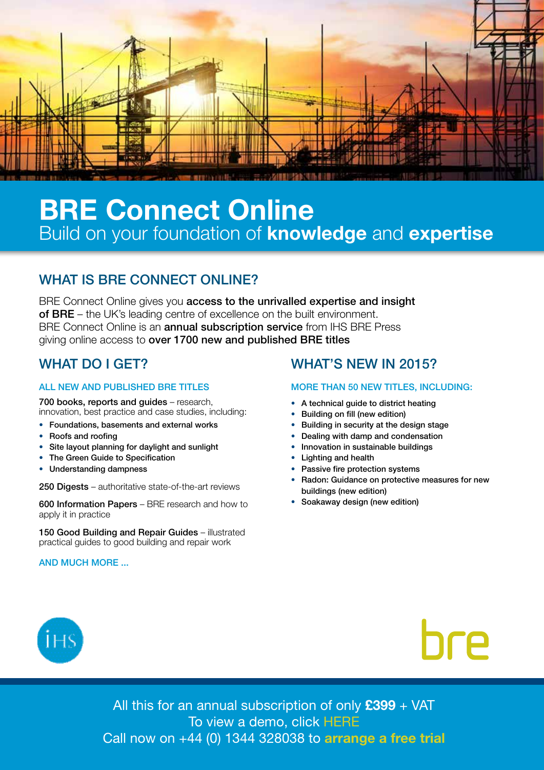# BRE Connect Online

Build on your foundation of **knowledge** and **expertise**

## WHAT IS BRE CONNECT ONLINE?

BRE Connect Online gives you **access to the unrivalled expertise and insight of BRE** – the UK's leading centre of excellence on the built environment. BRE Connect Online is an **annual subscription service** from IHS BRE Press giving online access to **over 1700 new and published BRE titles**

## WHAT DO I GET?

### ALL NEW AND PUBLISHED BRE TITLES

**700 books, reports and guides** – research, innovation, best practice and case studies, including:

- Foundations, basements and external works
- Roofs and roofing
- Site layout planning for daylight and sunlight
- The Green Guide to Specification
- Understanding dampness

**250 Digests** – authoritative state-of-the-art reviews

**600 Information Papers** – BRE research and how to apply it in practice

**150 Good Building and Repair Guides** – illustrated practical guides to good building and repair work

AND MUCH MORE ...

## WHAT'S NEW IN 2015?

### MORE THAN 50 NEW TITLES, INCLUDING:

- A technical guide to district heating
- Building on fill (new edition)
- Building in security at the design stage
- Dealing with damp and condensation
- Innovation in sustainable buildings
- Lighting and health
- Passive fire protection systems
- Radon: Guidance on protective measures for new buildings (new edition)
- Soakaway design (new edition)

IHS

bre

All this for an annual subscription of only **£399** + VAT

To view a demo, click HERE

Call now on +44 (0) 1344 328038 to **arrange a free trial**